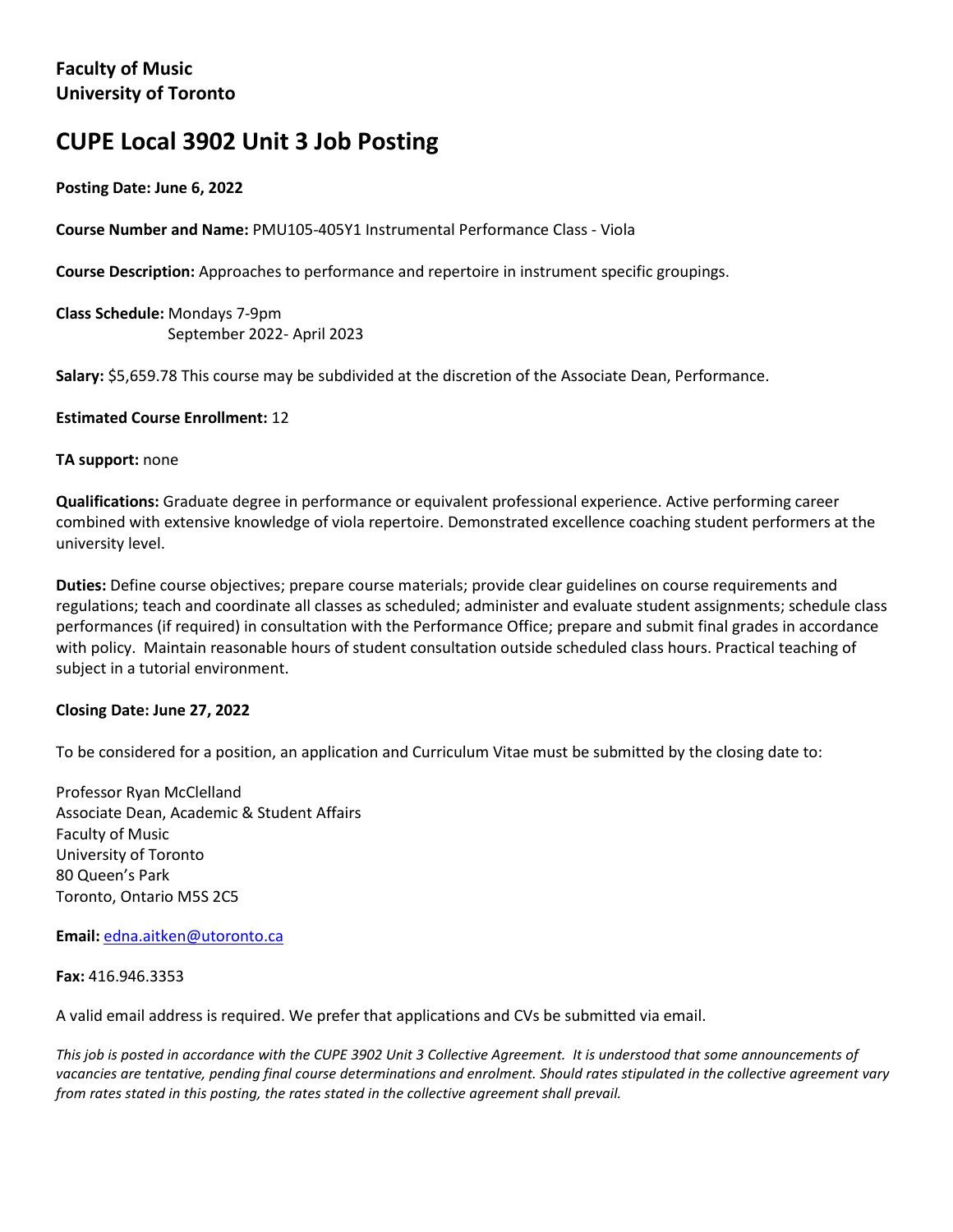**Faculty of Music**
**University of Toronto**

# CUPE Local 3902 Unit 3 Job Posting

**Posting Date: June 6, 2022**

**Course Number and Name:** PMU105-405Y1 Instrumental Performance Class - Viola

**Course Description:** Approaches to performance and repertoire in instrument specific groupings.

**Class Schedule:** Mondays 7-9pm
September 2022- April 2023

**Salary:** $5,659.78 This course may be subdivided at the discretion of the Associate Dean, Performance.

**Estimated Course Enrollment:** 12

**TA support:** none

**Qualifications:** Graduate degree in performance or equivalent professional experience. Active performing career combined with extensive knowledge of viola repertoire. Demonstrated excellence coaching student performers at the university level.

**Duties:** Define course objectives; prepare course materials; provide clear guidelines on course requirements and regulations; teach and coordinate all classes as scheduled; administer and evaluate student assignments; schedule class performances (if required) in consultation with the Performance Office; prepare and submit final grades in accordance with policy. Maintain reasonable hours of student consultation outside scheduled class hours. Practical teaching of subject in a tutorial environment.

**Closing Date: June 27, 2022**

To be considered for a position, an application and Curriculum Vitae must be submitted by the closing date to:

Professor Ryan McClelland
Associate Dean, Academic & Student Affairs
Faculty of Music
University of Toronto
80 Queen's Park
Toronto, Ontario M5S 2C5

**Email:** edna.aitken@utoronto.ca

**Fax:** 416.946.3353

A valid email address is required. We prefer that applications and CVs be submitted via email.

*This job is posted in accordance with the CUPE 3902 Unit 3 Collective Agreement. It is understood that some announcements of vacancies are tentative, pending final course determinations and enrolment. Should rates stipulated in the collective agreement vary from rates stated in this posting, the rates stated in the collective agreement shall prevail.*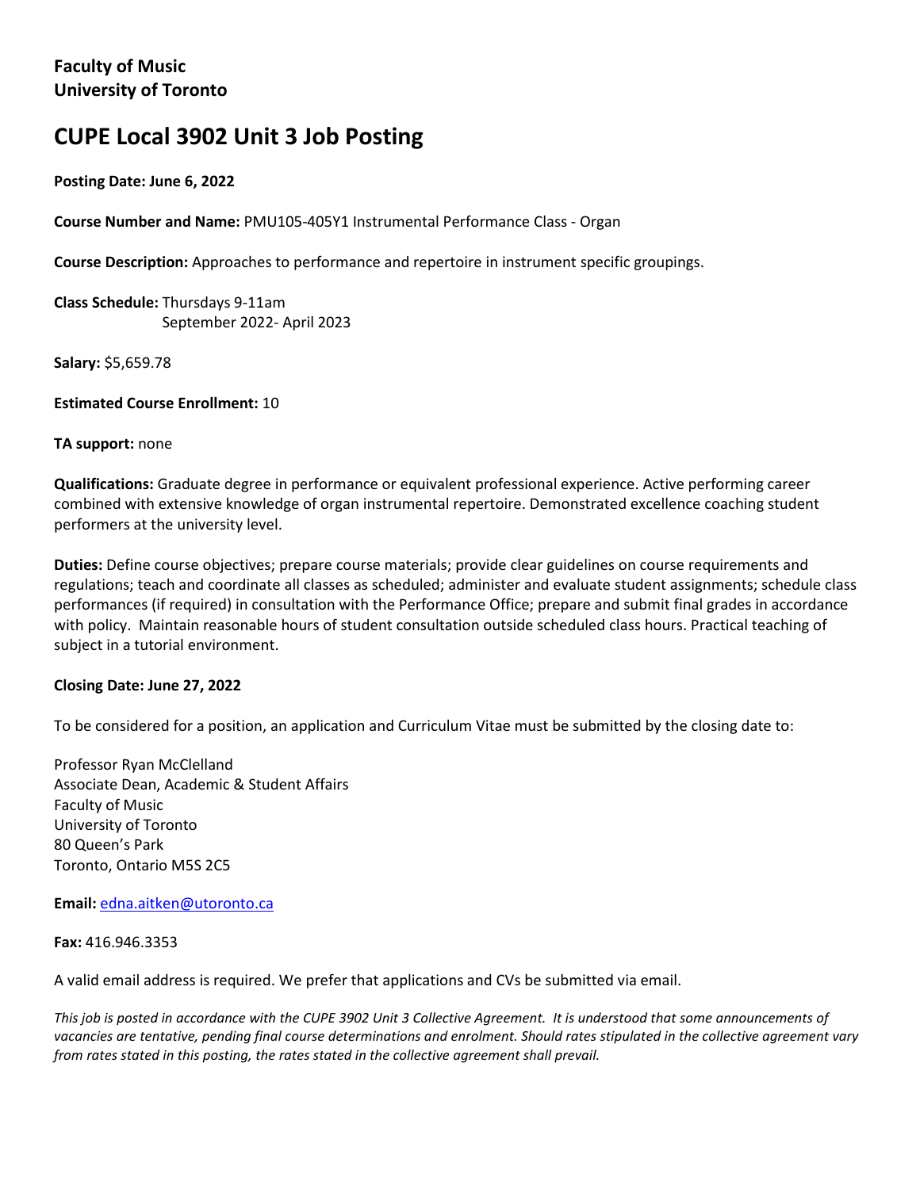**Faculty of Music**
**University of Toronto**

# CUPE Local 3902 Unit 3 Job Posting

**Posting Date: June 6, 2022**

**Course Number and Name:** PMU105-405Y1 Instrumental Performance Class - Organ

**Course Description:** Approaches to performance and repertoire in instrument specific groupings.

**Class Schedule:** Thursdays 9-11am
September 2022- April 2023

**Salary:** $5,659.78

**Estimated Course Enrollment:** 10

**TA support:** none

**Qualifications:** Graduate degree in performance or equivalent professional experience. Active performing career combined with extensive knowledge of organ instrumental repertoire. Demonstrated excellence coaching student performers at the university level.

**Duties:** Define course objectives; prepare course materials; provide clear guidelines on course requirements and regulations; teach and coordinate all classes as scheduled; administer and evaluate student assignments; schedule class performances (if required) in consultation with the Performance Office; prepare and submit final grades in accordance with policy. Maintain reasonable hours of student consultation outside scheduled class hours. Practical teaching of subject in a tutorial environment.

**Closing Date: June 27, 2022**

To be considered for a position, an application and Curriculum Vitae must be submitted by the closing date to:

Professor Ryan McClelland
Associate Dean, Academic & Student Affairs
Faculty of Music
University of Toronto
80 Queen's Park
Toronto, Ontario M5S 2C5

**Email:** edna.aitken@utoronto.ca

**Fax:** 416.946.3353

A valid email address is required. We prefer that applications and CVs be submitted via email.

*This job is posted in accordance with the CUPE 3902 Unit 3 Collective Agreement. It is understood that some announcements of vacancies are tentative, pending final course determinations and enrolment. Should rates stipulated in the collective agreement vary from rates stated in this posting, the rates stated in the collective agreement shall prevail.*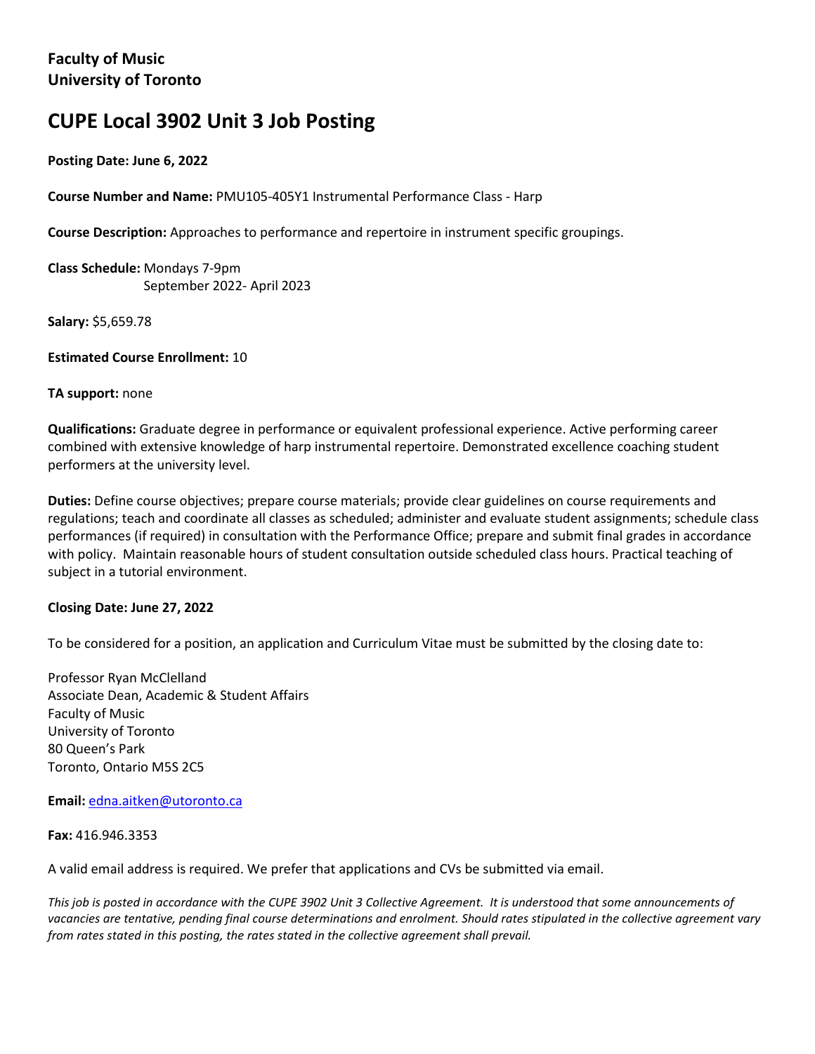**Faculty of Music**
**University of Toronto**

# CUPE Local 3902 Unit 3 Job Posting

**Posting Date: June 6, 2022**

**Course Number and Name:** PMU105-405Y1 Instrumental Performance Class - Harp

**Course Description:** Approaches to performance and repertoire in instrument specific groupings.

**Class Schedule:** Mondays 7-9pm
September 2022- April 2023

**Salary:** $5,659.78

**Estimated Course Enrollment:** 10

**TA support:** none

**Qualifications:** Graduate degree in performance or equivalent professional experience. Active performing career combined with extensive knowledge of harp instrumental repertoire. Demonstrated excellence coaching student performers at the university level.

**Duties:** Define course objectives; prepare course materials; provide clear guidelines on course requirements and regulations; teach and coordinate all classes as scheduled; administer and evaluate student assignments; schedule class performances (if required) in consultation with the Performance Office; prepare and submit final grades in accordance with policy. Maintain reasonable hours of student consultation outside scheduled class hours. Practical teaching of subject in a tutorial environment.

**Closing Date: June 27, 2022**

To be considered for a position, an application and Curriculum Vitae must be submitted by the closing date to:

Professor Ryan McClelland
Associate Dean, Academic & Student Affairs
Faculty of Music
University of Toronto
80 Queen's Park
Toronto, Ontario M5S 2C5

**Email:** edna.aitken@utoronto.ca

**Fax:** 416.946.3353

A valid email address is required. We prefer that applications and CVs be submitted via email.

*This job is posted in accordance with the CUPE 3902 Unit 3 Collective Agreement. It is understood that some announcements of vacancies are tentative, pending final course determinations and enrolment. Should rates stipulated in the collective agreement vary from rates stated in this posting, the rates stated in the collective agreement shall prevail.*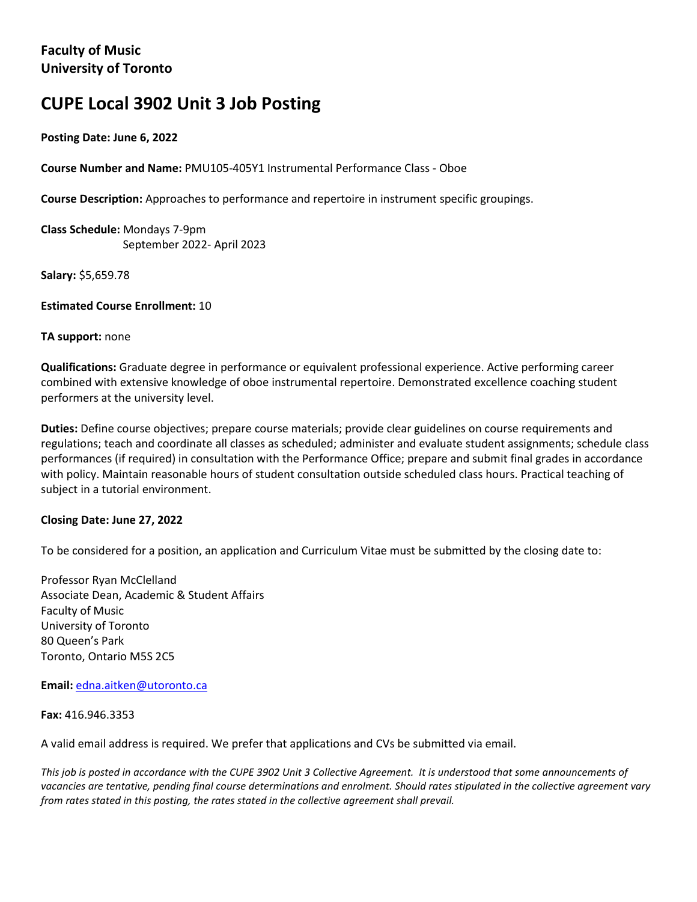**Faculty of Music**
**University of Toronto**

# CUPE Local 3902 Unit 3 Job Posting

**Posting Date: June 6, 2022**

**Course Number and Name:** PMU105-405Y1 Instrumental Performance Class - Oboe

**Course Description:** Approaches to performance and repertoire in instrument specific groupings.

**Class Schedule:** Mondays 7-9pm
September 2022- April 2023

**Salary:** $5,659.78

**Estimated Course Enrollment:** 10

**TA support:** none

**Qualifications:** Graduate degree in performance or equivalent professional experience. Active performing career combined with extensive knowledge of oboe instrumental repertoire. Demonstrated excellence coaching student performers at the university level.

**Duties:** Define course objectives; prepare course materials; provide clear guidelines on course requirements and regulations; teach and coordinate all classes as scheduled; administer and evaluate student assignments; schedule class performances (if required) in consultation with the Performance Office; prepare and submit final grades in accordance with policy. Maintain reasonable hours of student consultation outside scheduled class hours. Practical teaching of subject in a tutorial environment.

**Closing Date: June 27, 2022**

To be considered for a position, an application and Curriculum Vitae must be submitted by the closing date to:

Professor Ryan McClelland
Associate Dean, Academic & Student Affairs
Faculty of Music
University of Toronto
80 Queen's Park
Toronto, Ontario M5S 2C5

**Email:** edna.aitken@utoronto.ca

**Fax:** 416.946.3353

A valid email address is required. We prefer that applications and CVs be submitted via email.

*This job is posted in accordance with the CUPE 3902 Unit 3 Collective Agreement. It is understood that some announcements of vacancies are tentative, pending final course determinations and enrolment. Should rates stipulated in the collective agreement vary from rates stated in this posting, the rates stated in the collective agreement shall prevail.*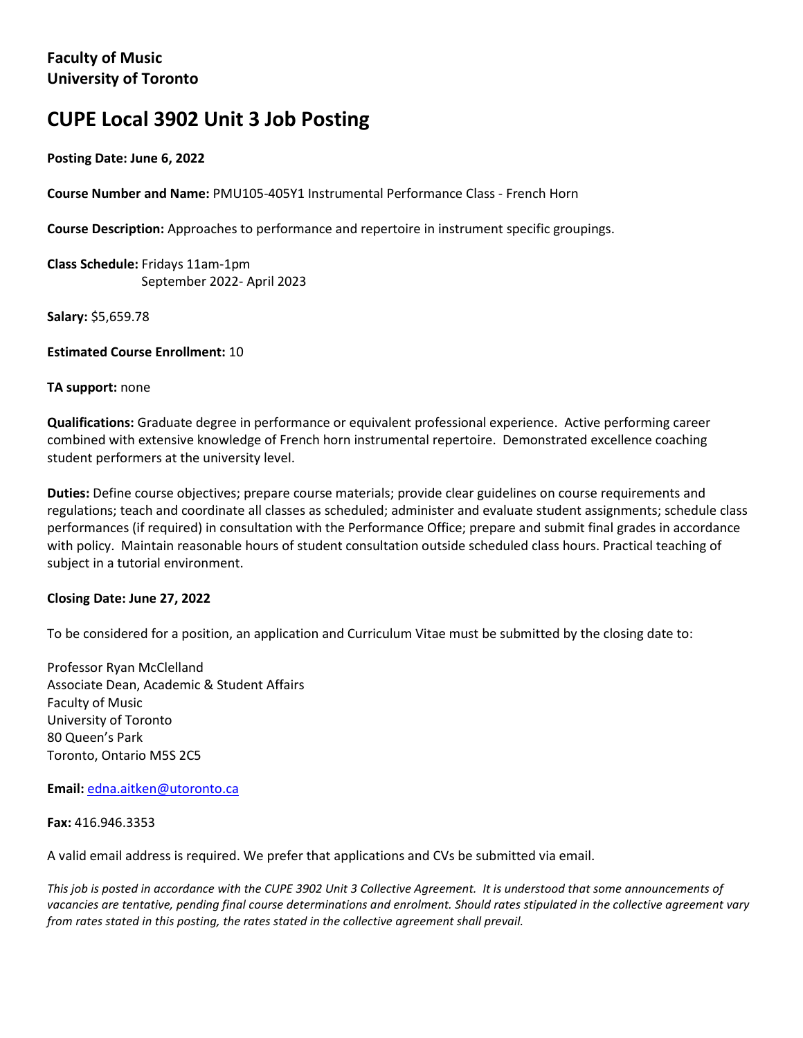**Faculty of Music**
**University of Toronto**

# CUPE Local 3902 Unit 3 Job Posting

**Posting Date: June 6, 2022**

**Course Number and Name:** PMU105-405Y1 Instrumental Performance Class - French Horn

**Course Description:** Approaches to performance and repertoire in instrument specific groupings.

**Class Schedule:** Fridays 11am-1pm
September 2022- April 2023

**Salary:** $5,659.78

**Estimated Course Enrollment:** 10

**TA support:** none

**Qualifications:** Graduate degree in performance or equivalent professional experience. Active performing career combined with extensive knowledge of French horn instrumental repertoire. Demonstrated excellence coaching student performers at the university level.

**Duties:** Define course objectives; prepare course materials; provide clear guidelines on course requirements and regulations; teach and coordinate all classes as scheduled; administer and evaluate student assignments; schedule class performances (if required) in consultation with the Performance Office; prepare and submit final grades in accordance with policy. Maintain reasonable hours of student consultation outside scheduled class hours. Practical teaching of subject in a tutorial environment.

**Closing Date: June 27, 2022**

To be considered for a position, an application and Curriculum Vitae must be submitted by the closing date to:

Professor Ryan McClelland
Associate Dean, Academic & Student Affairs
Faculty of Music
University of Toronto
80 Queen's Park
Toronto, Ontario M5S 2C5

**Email:** edna.aitken@utoronto.ca

**Fax:** 416.946.3353

A valid email address is required. We prefer that applications and CVs be submitted via email.

*This job is posted in accordance with the CUPE 3902 Unit 3 Collective Agreement. It is understood that some announcements of vacancies are tentative, pending final course determinations and enrolment. Should rates stipulated in the collective agreement vary from rates stated in this posting, the rates stated in the collective agreement shall prevail.*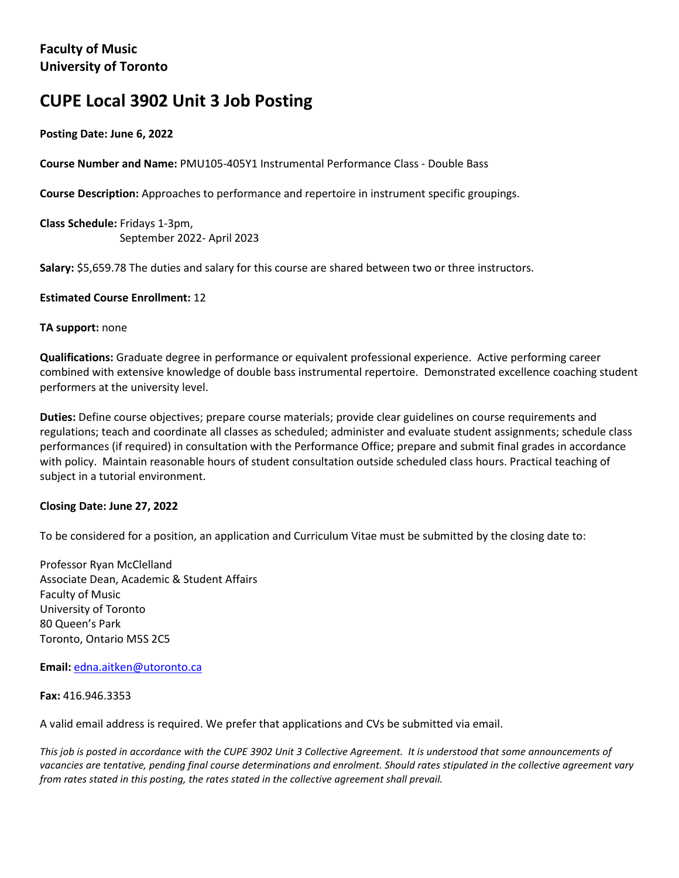**Faculty of Music**
**University of Toronto**

# CUPE Local 3902 Unit 3 Job Posting

**Posting Date: June 6, 2022**

**Course Number and Name:** PMU105-405Y1 Instrumental Performance Class - Double Bass

**Course Description:** Approaches to performance and repertoire in instrument specific groupings.

**Class Schedule:** Fridays 1-3pm,
September 2022- April 2023

**Salary:** $5,659.78 The duties and salary for this course are shared between two or three instructors.

**Estimated Course Enrollment:** 12

**TA support:** none

**Qualifications:** Graduate degree in performance or equivalent professional experience. Active performing career combined with extensive knowledge of double bass instrumental repertoire. Demonstrated excellence coaching student performers at the university level.

**Duties:** Define course objectives; prepare course materials; provide clear guidelines on course requirements and regulations; teach and coordinate all classes as scheduled; administer and evaluate student assignments; schedule class performances (if required) in consultation with the Performance Office; prepare and submit final grades in accordance with policy. Maintain reasonable hours of student consultation outside scheduled class hours. Practical teaching of subject in a tutorial environment.

**Closing Date: June 27, 2022**

To be considered for a position, an application and Curriculum Vitae must be submitted by the closing date to:

Professor Ryan McClelland
Associate Dean, Academic & Student Affairs
Faculty of Music
University of Toronto
80 Queen's Park
Toronto, Ontario M5S 2C5

**Email:** edna.aitken@utoronto.ca

**Fax:** 416.946.3353

A valid email address is required. We prefer that applications and CVs be submitted via email.

*This job is posted in accordance with the CUPE 3902 Unit 3 Collective Agreement. It is understood that some announcements of vacancies are tentative, pending final course determinations and enrolment. Should rates stipulated in the collective agreement vary from rates stated in this posting, the rates stated in the collective agreement shall prevail.*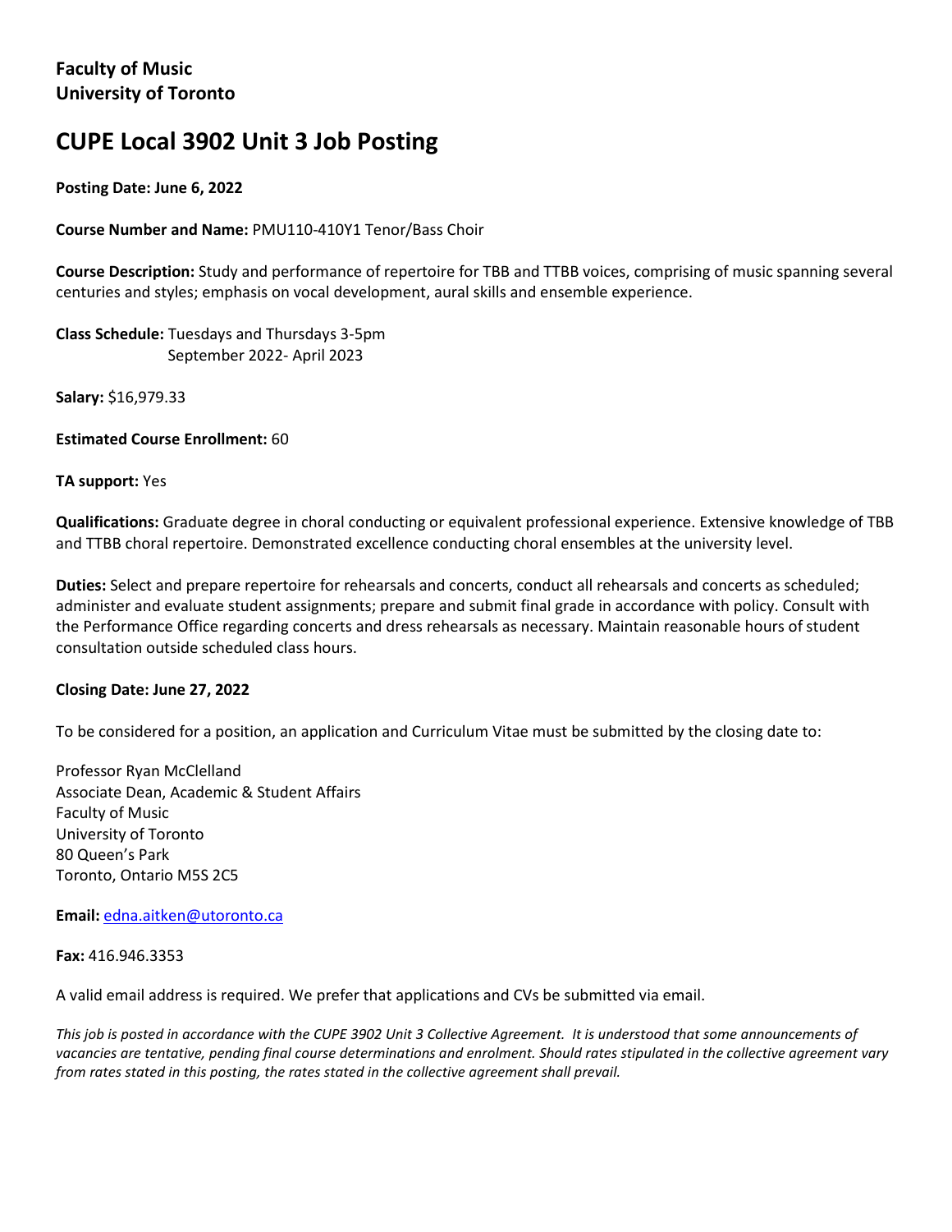**Faculty of Music**
**University of Toronto**

# CUPE Local 3902 Unit 3 Job Posting

**Posting Date: June 6, 2022**

**Course Number and Name:** PMU110-410Y1 Tenor/Bass Choir

**Course Description:** Study and performance of repertoire for TBB and TTBB voices, comprising of music spanning several centuries and styles; emphasis on vocal development, aural skills and ensemble experience.

**Class Schedule:** Tuesdays and Thursdays 3-5pm
September 2022- April 2023

**Salary:** $16,979.33

**Estimated Course Enrollment:** 60

**TA support:** Yes

**Qualifications:** Graduate degree in choral conducting or equivalent professional experience. Extensive knowledge of TBB and TTBB choral repertoire. Demonstrated excellence conducting choral ensembles at the university level.

**Duties:** Select and prepare repertoire for rehearsals and concerts, conduct all rehearsals and concerts as scheduled; administer and evaluate student assignments; prepare and submit final grade in accordance with policy. Consult with the Performance Office regarding concerts and dress rehearsals as necessary. Maintain reasonable hours of student consultation outside scheduled class hours.

**Closing Date: June 27, 2022**

To be considered for a position, an application and Curriculum Vitae must be submitted by the closing date to:

Professor Ryan McClelland
Associate Dean, Academic & Student Affairs
Faculty of Music
University of Toronto
80 Queen's Park
Toronto, Ontario M5S 2C5

**Email:** edna.aitken@utoronto.ca

**Fax:** 416.946.3353

A valid email address is required. We prefer that applications and CVs be submitted via email.

*This job is posted in accordance with the CUPE 3902 Unit 3 Collective Agreement. It is understood that some announcements of vacancies are tentative, pending final course determinations and enrolment. Should rates stipulated in the collective agreement vary from rates stated in this posting, the rates stated in the collective agreement shall prevail.*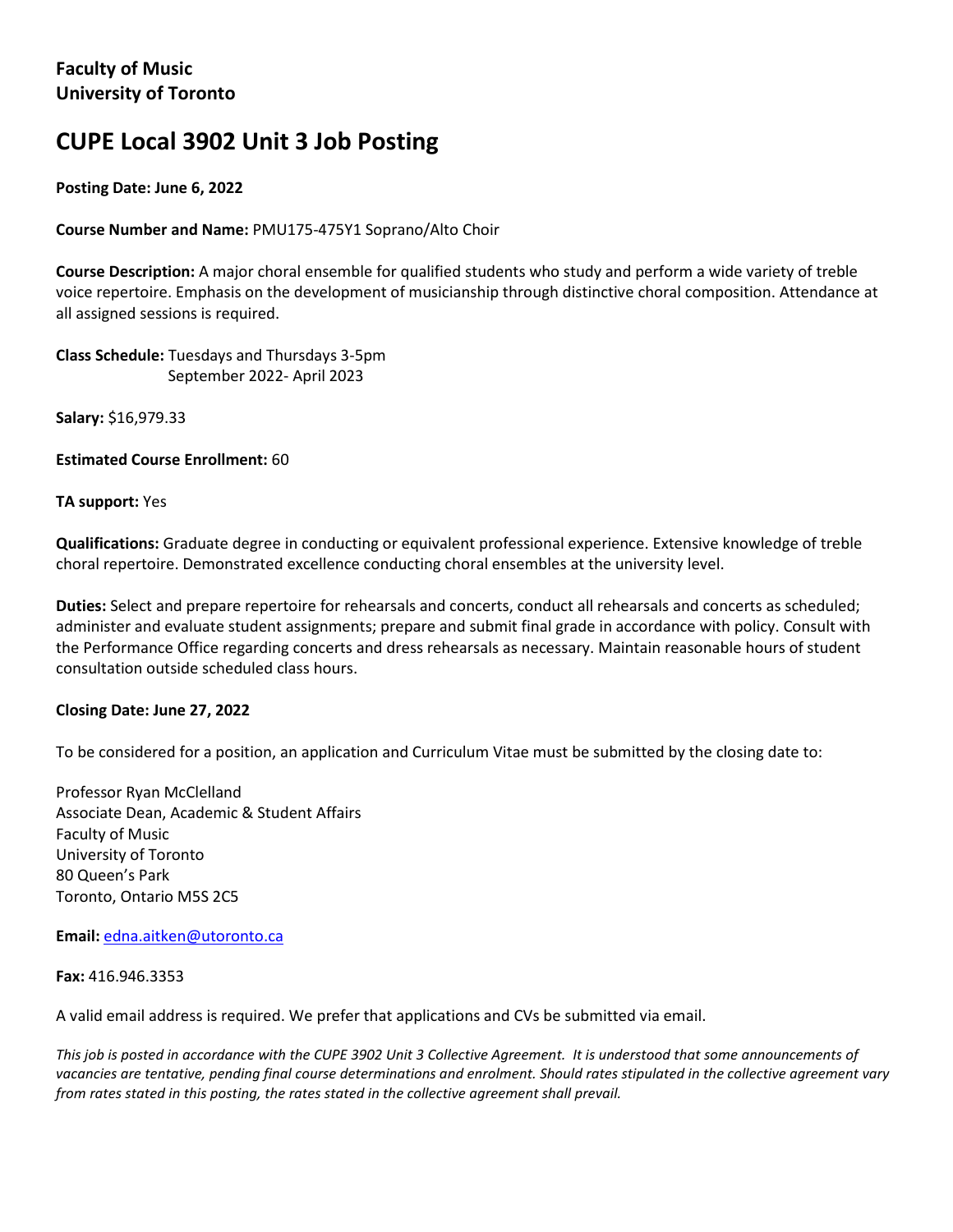**Faculty of Music**
**University of Toronto**

# CUPE Local 3902 Unit 3 Job Posting

**Posting Date: June 6, 2022**

**Course Number and Name:** PMU175-475Y1 Soprano/Alto Choir

**Course Description:** A major choral ensemble for qualified students who study and perform a wide variety of treble voice repertoire. Emphasis on the development of musicianship through distinctive choral composition. Attendance at all assigned sessions is required.

**Class Schedule:** Tuesdays and Thursdays 3-5pm
September 2022- April 2023

**Salary:** $16,979.33

**Estimated Course Enrollment:** 60

**TA support:** Yes

**Qualifications:** Graduate degree in conducting or equivalent professional experience. Extensive knowledge of treble choral repertoire. Demonstrated excellence conducting choral ensembles at the university level.

**Duties:** Select and prepare repertoire for rehearsals and concerts, conduct all rehearsals and concerts as scheduled; administer and evaluate student assignments; prepare and submit final grade in accordance with policy. Consult with the Performance Office regarding concerts and dress rehearsals as necessary. Maintain reasonable hours of student consultation outside scheduled class hours.

**Closing Date: June 27, 2022**

To be considered for a position, an application and Curriculum Vitae must be submitted by the closing date to:

Professor Ryan McClelland
Associate Dean, Academic & Student Affairs
Faculty of Music
University of Toronto
80 Queen's Park
Toronto, Ontario M5S 2C5

**Email:** edna.aitken@utoronto.ca

**Fax:** 416.946.3353

A valid email address is required. We prefer that applications and CVs be submitted via email.

*This job is posted in accordance with the CUPE 3902 Unit 3 Collective Agreement. It is understood that some announcements of vacancies are tentative, pending final course determinations and enrolment. Should rates stipulated in the collective agreement vary from rates stated in this posting, the rates stated in the collective agreement shall prevail.*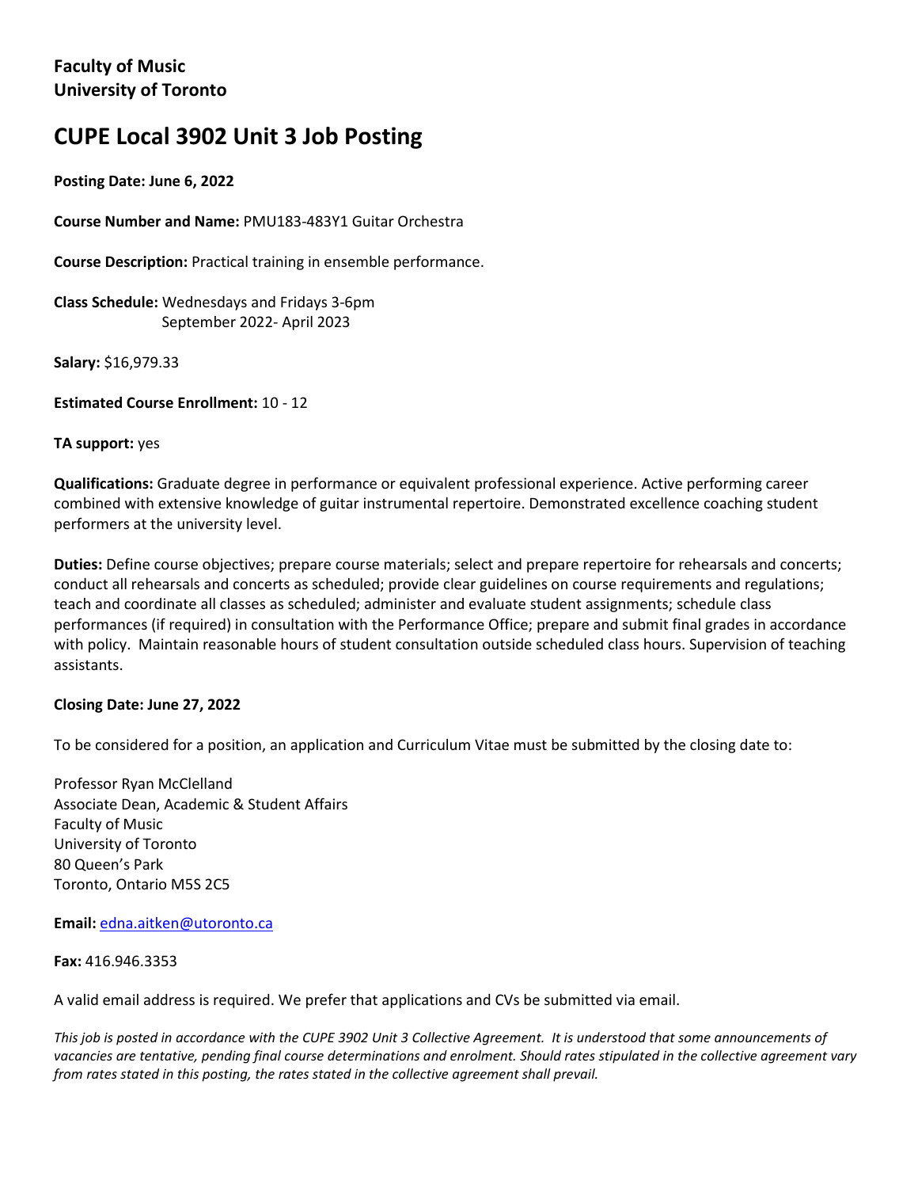**Faculty of Music**
**University of Toronto**

# CUPE Local 3902 Unit 3 Job Posting

**Posting Date: June 6, 2022**

**Course Number and Name:** PMU183-483Y1 Guitar Orchestra

**Course Description:** Practical training in ensemble performance.

**Class Schedule:** Wednesdays and Fridays 3-6pm
September 2022- April 2023

**Salary:** $16,979.33

**Estimated Course Enrollment:** 10 - 12

**TA support:** yes

**Qualifications:** Graduate degree in performance or equivalent professional experience. Active performing career combined with extensive knowledge of guitar instrumental repertoire. Demonstrated excellence coaching student performers at the university level.

**Duties:** Define course objectives; prepare course materials; select and prepare repertoire for rehearsals and concerts; conduct all rehearsals and concerts as scheduled; provide clear guidelines on course requirements and regulations; teach and coordinate all classes as scheduled; administer and evaluate student assignments; schedule class performances (if required) in consultation with the Performance Office; prepare and submit final grades in accordance with policy. Maintain reasonable hours of student consultation outside scheduled class hours. Supervision of teaching assistants.

**Closing Date: June 27, 2022**

To be considered for a position, an application and Curriculum Vitae must be submitted by the closing date to:

Professor Ryan McClelland
Associate Dean, Academic & Student Affairs
Faculty of Music
University of Toronto
80 Queen's Park
Toronto, Ontario M5S 2C5

**Email:** edna.aitken@utoronto.ca

**Fax:** 416.946.3353

A valid email address is required. We prefer that applications and CVs be submitted via email.

*This job is posted in accordance with the CUPE 3902 Unit 3 Collective Agreement. It is understood that some announcements of vacancies are tentative, pending final course determinations and enrolment. Should rates stipulated in the collective agreement vary from rates stated in this posting, the rates stated in the collective agreement shall prevail.*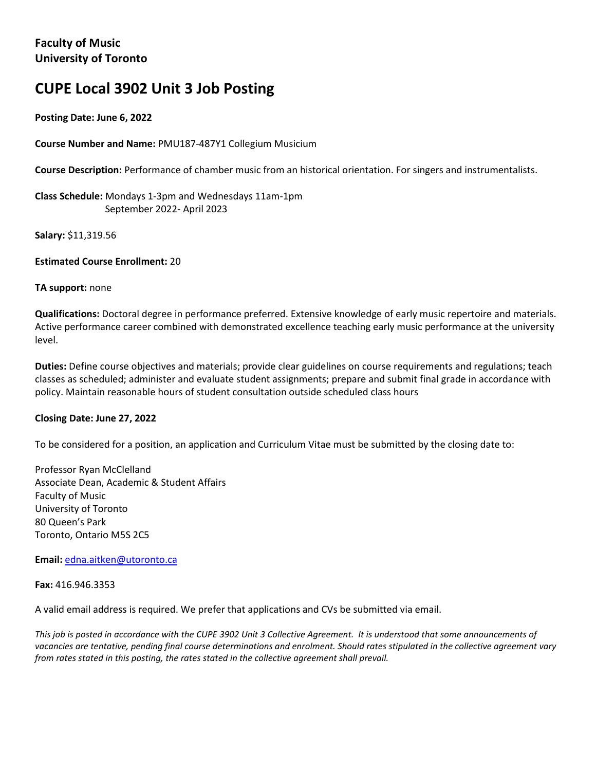**Faculty of Music**
**University of Toronto**

# CUPE Local 3902 Unit 3 Job Posting

**Posting Date: June 6, 2022**

**Course Number and Name:** PMU187-487Y1 Collegium Musicium

**Course Description:** Performance of chamber music from an historical orientation. For singers and instrumentalists.

**Class Schedule:** Mondays 1-3pm and Wednesdays 11am-1pm
September 2022- April 2023

**Salary:** $11,319.56

**Estimated Course Enrollment:** 20

**TA support:** none

**Qualifications:** Doctoral degree in performance preferred. Extensive knowledge of early music repertoire and materials. Active performance career combined with demonstrated excellence teaching early music performance at the university level.

**Duties:** Define course objectives and materials; provide clear guidelines on course requirements and regulations; teach classes as scheduled; administer and evaluate student assignments; prepare and submit final grade in accordance with policy. Maintain reasonable hours of student consultation outside scheduled class hours

**Closing Date: June 27, 2022**

To be considered for a position, an application and Curriculum Vitae must be submitted by the closing date to:

Professor Ryan McClelland
Associate Dean, Academic & Student Affairs
Faculty of Music
University of Toronto
80 Queen's Park
Toronto, Ontario M5S 2C5

**Email:** edna.aitken@utoronto.ca

**Fax:** 416.946.3353

A valid email address is required. We prefer that applications and CVs be submitted via email.

*This job is posted in accordance with the CUPE 3902 Unit 3 Collective Agreement. It is understood that some announcements of vacancies are tentative, pending final course determinations and enrolment. Should rates stipulated in the collective agreement vary from rates stated in this posting, the rates stated in the collective agreement shall prevail.*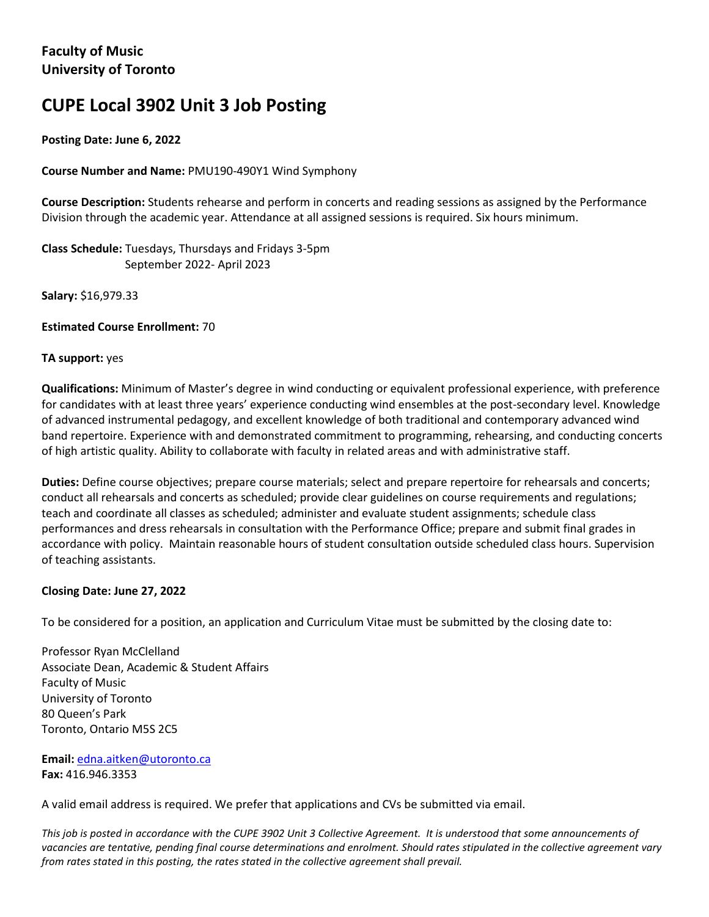**Faculty of Music**
**University of Toronto**

# CUPE Local 3902 Unit 3 Job Posting

**Posting Date: June 6, 2022**

**Course Number and Name:** PMU190-490Y1 Wind Symphony

**Course Description:** Students rehearse and perform in concerts and reading sessions as assigned by the Performance Division through the academic year. Attendance at all assigned sessions is required. Six hours minimum.

**Class Schedule:** Tuesdays, Thursdays and Fridays 3-5pm
September 2022- April 2023

**Salary:** $16,979.33

**Estimated Course Enrollment:** 70

**TA support:** yes

**Qualifications:** Minimum of Master's degree in wind conducting or equivalent professional experience, with preference for candidates with at least three years' experience conducting wind ensembles at the post-secondary level. Knowledge of advanced instrumental pedagogy, and excellent knowledge of both traditional and contemporary advanced wind band repertoire. Experience with and demonstrated commitment to programming, rehearsing, and conducting concerts of high artistic quality. Ability to collaborate with faculty in related areas and with administrative staff.

**Duties:** Define course objectives; prepare course materials; select and prepare repertoire for rehearsals and concerts; conduct all rehearsals and concerts as scheduled; provide clear guidelines on course requirements and regulations; teach and coordinate all classes as scheduled; administer and evaluate student assignments; schedule class performances and dress rehearsals in consultation with the Performance Office; prepare and submit final grades in accordance with policy. Maintain reasonable hours of student consultation outside scheduled class hours. Supervision of teaching assistants.

**Closing Date: June 27, 2022**

To be considered for a position, an application and Curriculum Vitae must be submitted by the closing date to:

Professor Ryan McClelland
Associate Dean, Academic & Student Affairs
Faculty of Music
University of Toronto
80 Queen's Park
Toronto, Ontario M5S 2C5

**Email:** edna.aitken@utoronto.ca
**Fax:** 416.946.3353

A valid email address is required. We prefer that applications and CVs be submitted via email.

*This job is posted in accordance with the CUPE 3902 Unit 3 Collective Agreement. It is understood that some announcements of vacancies are tentative, pending final course determinations and enrolment. Should rates stipulated in the collective agreement vary from rates stated in this posting, the rates stated in the collective agreement shall prevail.*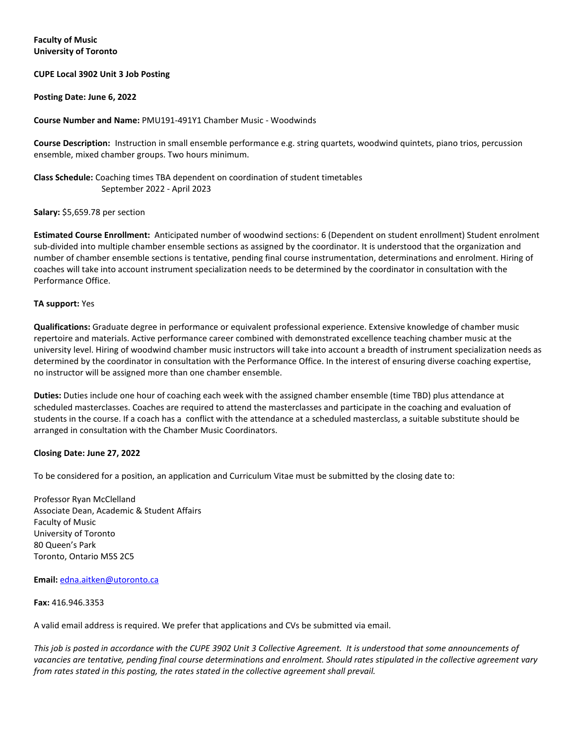**Faculty of Music**
**University of Toronto**

**CUPE Local 3902 Unit 3 Job Posting**

**Posting Date: June 6, 2022**

**Course Number and Name:** PMU191-491Y1 Chamber Music - Woodwinds

**Course Description:** Instruction in small ensemble performance e.g. string quartets, woodwind quintets, piano trios, percussion ensemble, mixed chamber groups. Two hours minimum.

**Class Schedule:** Coaching times TBA dependent on coordination of student timetables
September 2022 - April 2023

**Salary:** $5,659.78 per section

**Estimated Course Enrollment:** Anticipated number of woodwind sections: 6 (Dependent on student enrollment) Student enrolment sub-divided into multiple chamber ensemble sections as assigned by the coordinator. It is understood that the organization and number of chamber ensemble sections is tentative, pending final course instrumentation, determinations and enrolment. Hiring of coaches will take into account instrument specialization needs to be determined by the coordinator in consultation with the Performance Office.

**TA support:** Yes

**Qualifications:** Graduate degree in performance or equivalent professional experience. Extensive knowledge of chamber music repertoire and materials. Active performance career combined with demonstrated excellence teaching chamber music at the university level. Hiring of woodwind chamber music instructors will take into account a breadth of instrument specialization needs as determined by the coordinator in consultation with the Performance Office. In the interest of ensuring diverse coaching expertise, no instructor will be assigned more than one chamber ensemble.

**Duties:** Duties include one hour of coaching each week with the assigned chamber ensemble (time TBD) plus attendance at scheduled masterclasses. Coaches are required to attend the masterclasses and participate in the coaching and evaluation of students in the course. If a coach has a conflict with the attendance at a scheduled masterclass, a suitable substitute should be arranged in consultation with the Chamber Music Coordinators.

**Closing Date: June 27, 2022**

To be considered for a position, an application and Curriculum Vitae must be submitted by the closing date to:

Professor Ryan McClelland
Associate Dean, Academic & Student Affairs
Faculty of Music
University of Toronto
80 Queen's Park
Toronto, Ontario M5S 2C5

**Email:** edna.aitken@utoronto.ca

**Fax:** 416.946.3353

A valid email address is required. We prefer that applications and CVs be submitted via email.

*This job is posted in accordance with the CUPE 3902 Unit 3 Collective Agreement. It is understood that some announcements of vacancies are tentative, pending final course determinations and enrolment. Should rates stipulated in the collective agreement vary from rates stated in this posting, the rates stated in the collective agreement shall prevail.*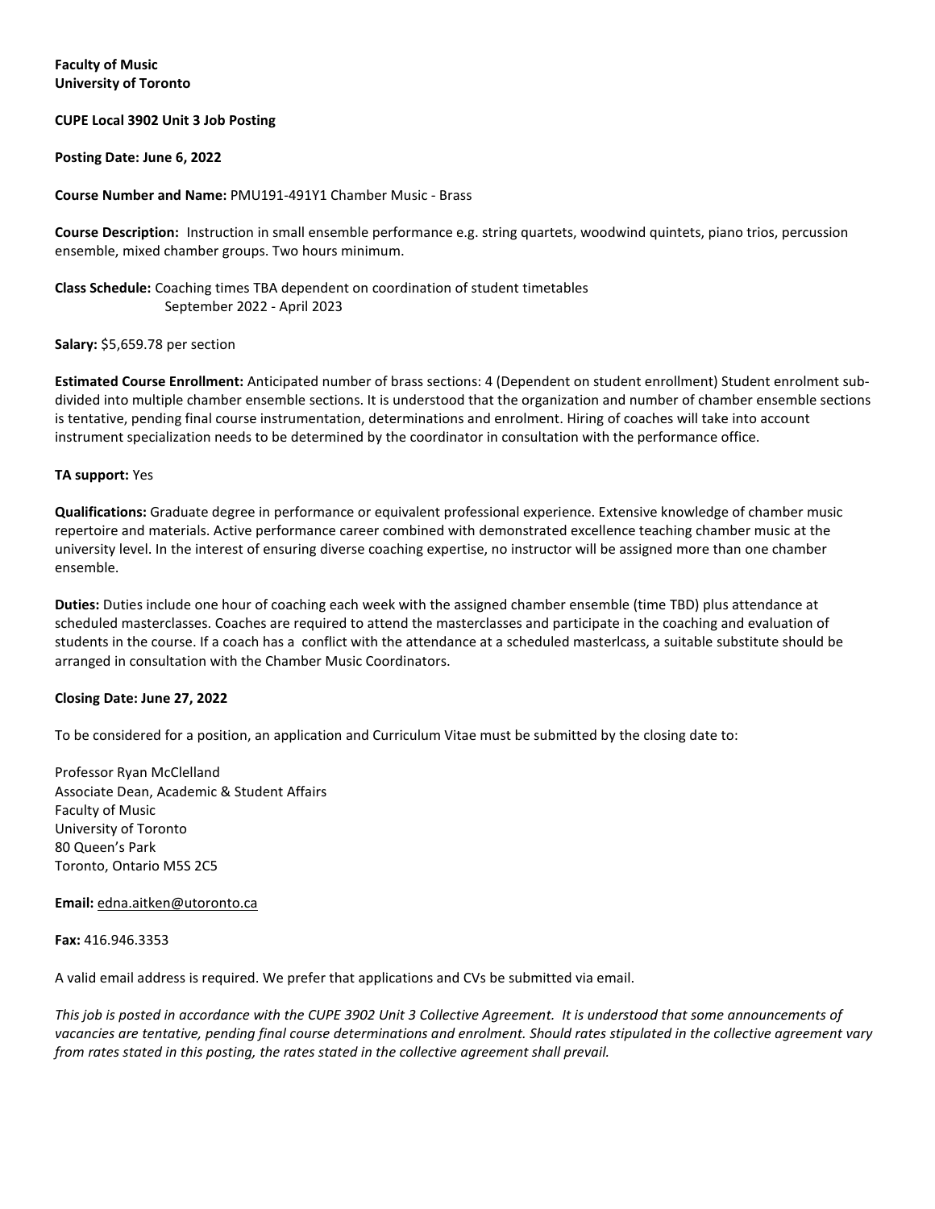**Faculty of Music**
**University of Toronto**

**CUPE Local 3902 Unit 3 Job Posting**

**Posting Date: June 6, 2022**

**Course Number and Name:** PMU191-491Y1 Chamber Music - Brass

**Course Description:** Instruction in small ensemble performance e.g. string quartets, woodwind quintets, piano trios, percussion ensemble, mixed chamber groups. Two hours minimum.

**Class Schedule:** Coaching times TBA dependent on coordination of student timetables
September 2022 - April 2023

**Salary:** $5,659.78 per section

**Estimated Course Enrollment:** Anticipated number of brass sections: 4 (Dependent on student enrollment) Student enrolment sub-divided into multiple chamber ensemble sections. It is understood that the organization and number of chamber ensemble sections is tentative, pending final course instrumentation, determinations and enrolment. Hiring of coaches will take into account instrument specialization needs to be determined by the coordinator in consultation with the performance office.

**TA support:** Yes

**Qualifications:** Graduate degree in performance or equivalent professional experience. Extensive knowledge of chamber music repertoire and materials. Active performance career combined with demonstrated excellence teaching chamber music at the university level. In the interest of ensuring diverse coaching expertise, no instructor will be assigned more than one chamber ensemble.

**Duties:** Duties include one hour of coaching each week with the assigned chamber ensemble (time TBD) plus attendance at scheduled masterclasses. Coaches are required to attend the masterclasses and participate in the coaching and evaluation of students in the course. If a coach has a conflict with the attendance at a scheduled masterlcass, a suitable substitute should be arranged in consultation with the Chamber Music Coordinators.

**Closing Date: June 27, 2022**

To be considered for a position, an application and Curriculum Vitae must be submitted by the closing date to:

Professor Ryan McClelland
Associate Dean, Academic & Student Affairs
Faculty of Music
University of Toronto
80 Queen's Park
Toronto, Ontario M5S 2C5

**Email:** edna.aitken@utoronto.ca

**Fax:** 416.946.3353

A valid email address is required. We prefer that applications and CVs be submitted via email.

*This job is posted in accordance with the CUPE 3902 Unit 3 Collective Agreement. It is understood that some announcements of vacancies are tentative, pending final course determinations and enrolment. Should rates stipulated in the collective agreement vary from rates stated in this posting, the rates stated in the collective agreement shall prevail.*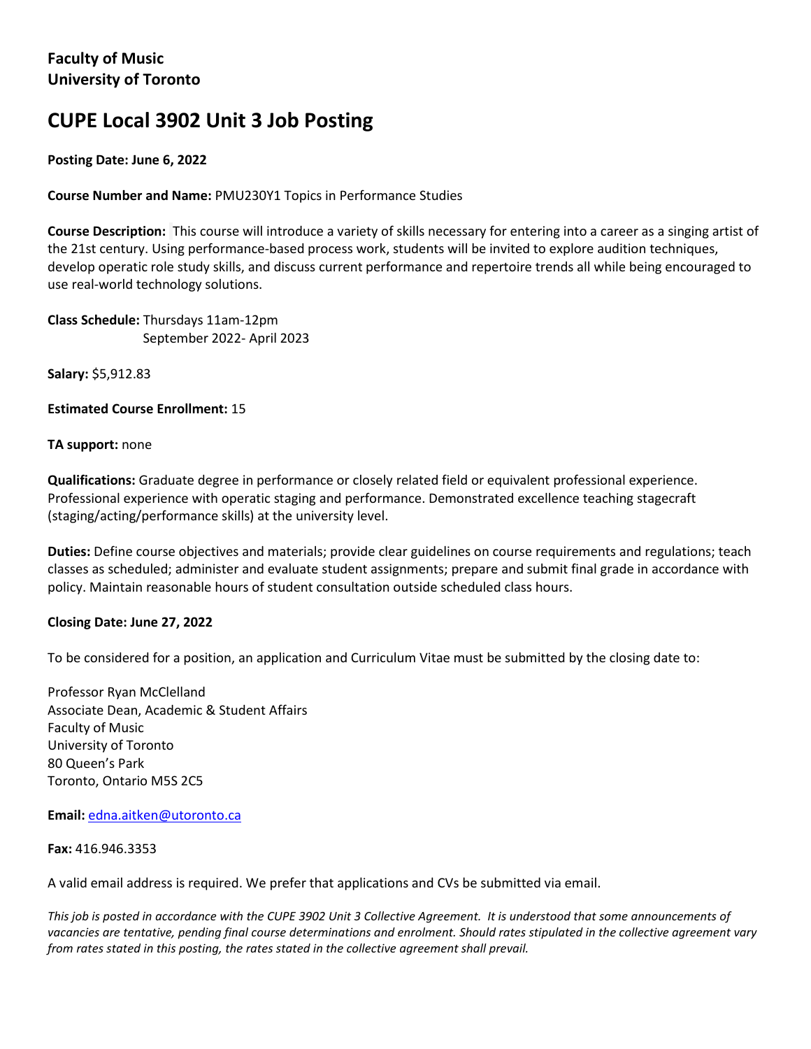**Faculty of Music**
**University of Toronto**

# CUPE Local 3902 Unit 3 Job Posting

**Posting Date: June 6, 2022**

**Course Number and Name:** PMU230Y1 Topics in Performance Studies

**Course Description:** This course will introduce a variety of skills necessary for entering into a career as a singing artist of the 21st century. Using performance-based process work, students will be invited to explore audition techniques, develop operatic role study skills, and discuss current performance and repertoire trends all while being encouraged to use real-world technology solutions.

**Class Schedule:** Thursdays 11am-12pm
September 2022- April 2023

**Salary:** $5,912.83

**Estimated Course Enrollment:** 15

**TA support:** none

**Qualifications:** Graduate degree in performance or closely related field or equivalent professional experience. Professional experience with operatic staging and performance. Demonstrated excellence teaching stagecraft (staging/acting/performance skills) at the university level.

**Duties:** Define course objectives and materials; provide clear guidelines on course requirements and regulations; teach classes as scheduled; administer and evaluate student assignments; prepare and submit final grade in accordance with policy. Maintain reasonable hours of student consultation outside scheduled class hours.

**Closing Date: June 27, 2022**

To be considered for a position, an application and Curriculum Vitae must be submitted by the closing date to:

Professor Ryan McClelland
Associate Dean, Academic & Student Affairs
Faculty of Music
University of Toronto
80 Queen's Park
Toronto, Ontario M5S 2C5

**Email:** edna.aitken@utoronto.ca

**Fax:** 416.946.3353

A valid email address is required. We prefer that applications and CVs be submitted via email.

*This job is posted in accordance with the CUPE 3902 Unit 3 Collective Agreement. It is understood that some announcements of vacancies are tentative, pending final course determinations and enrolment. Should rates stipulated in the collective agreement vary from rates stated in this posting, the rates stated in the collective agreement shall prevail.*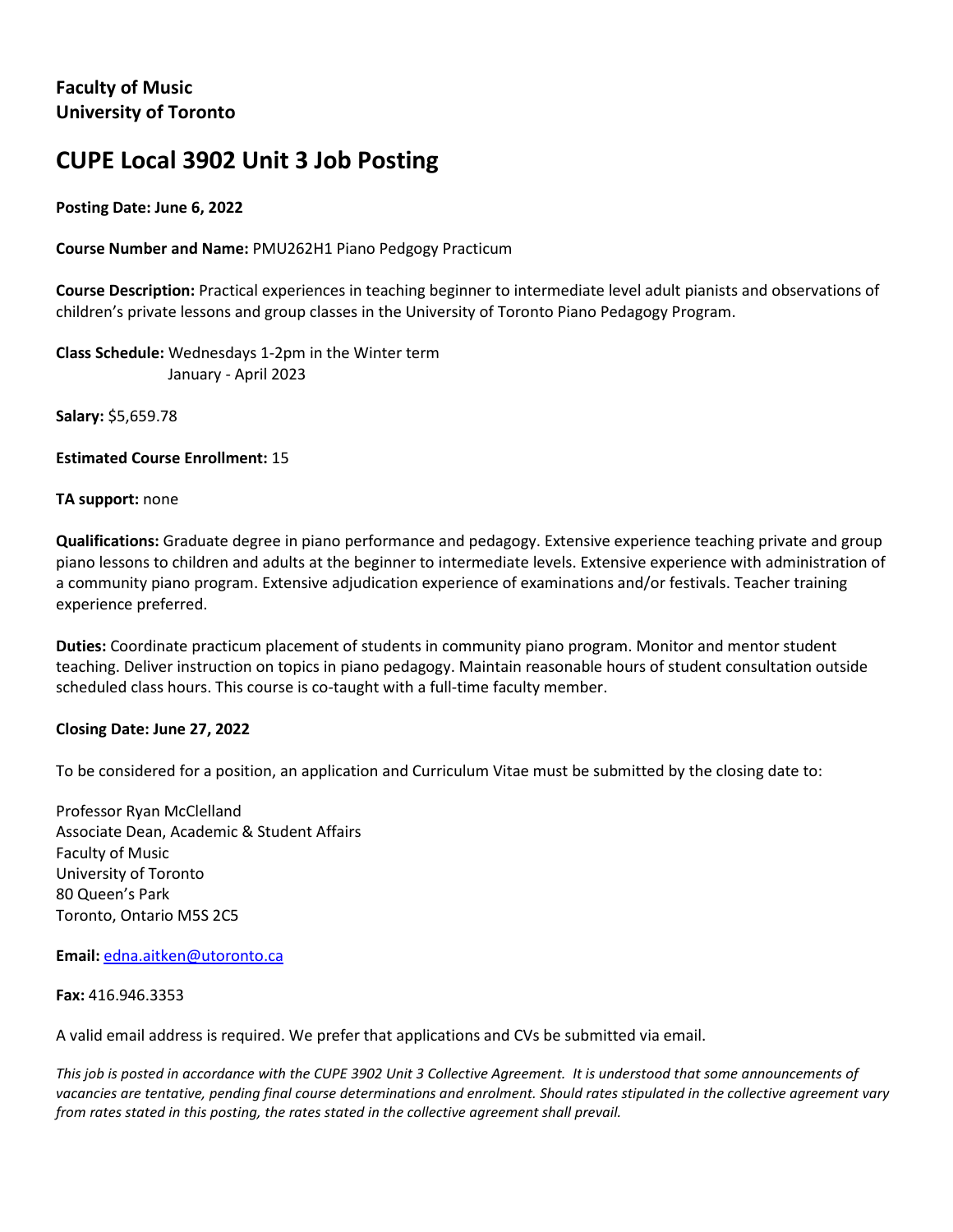**Faculty of Music**
**University of Toronto**

# CUPE Local 3902 Unit 3 Job Posting

**Posting Date: June 6, 2022**

**Course Number and Name:** PMU262H1 Piano Pedgogy Practicum

**Course Description:** Practical experiences in teaching beginner to intermediate level adult pianists and observations of children's private lessons and group classes in the University of Toronto Piano Pedagogy Program.

**Class Schedule:** Wednesdays 1-2pm in the Winter term
January - April 2023

**Salary:** $5,659.78

**Estimated Course Enrollment:** 15

**TA support:** none

**Qualifications:** Graduate degree in piano performance and pedagogy. Extensive experience teaching private and group piano lessons to children and adults at the beginner to intermediate levels. Extensive experience with administration of a community piano program. Extensive adjudication experience of examinations and/or festivals. Teacher training experience preferred.

**Duties:** Coordinate practicum placement of students in community piano program. Monitor and mentor student teaching. Deliver instruction on topics in piano pedagogy. Maintain reasonable hours of student consultation outside scheduled class hours. This course is co-taught with a full-time faculty member.

**Closing Date: June 27, 2022**

To be considered for a position, an application and Curriculum Vitae must be submitted by the closing date to:

Professor Ryan McClelland
Associate Dean, Academic & Student Affairs
Faculty of Music
University of Toronto
80 Queen's Park
Toronto, Ontario M5S 2C5

**Email:** edna.aitken@utoronto.ca

**Fax:** 416.946.3353

A valid email address is required. We prefer that applications and CVs be submitted via email.

*This job is posted in accordance with the CUPE 3902 Unit 3 Collective Agreement. It is understood that some announcements of vacancies are tentative, pending final course determinations and enrolment. Should rates stipulated in the collective agreement vary from rates stated in this posting, the rates stated in the collective agreement shall prevail.*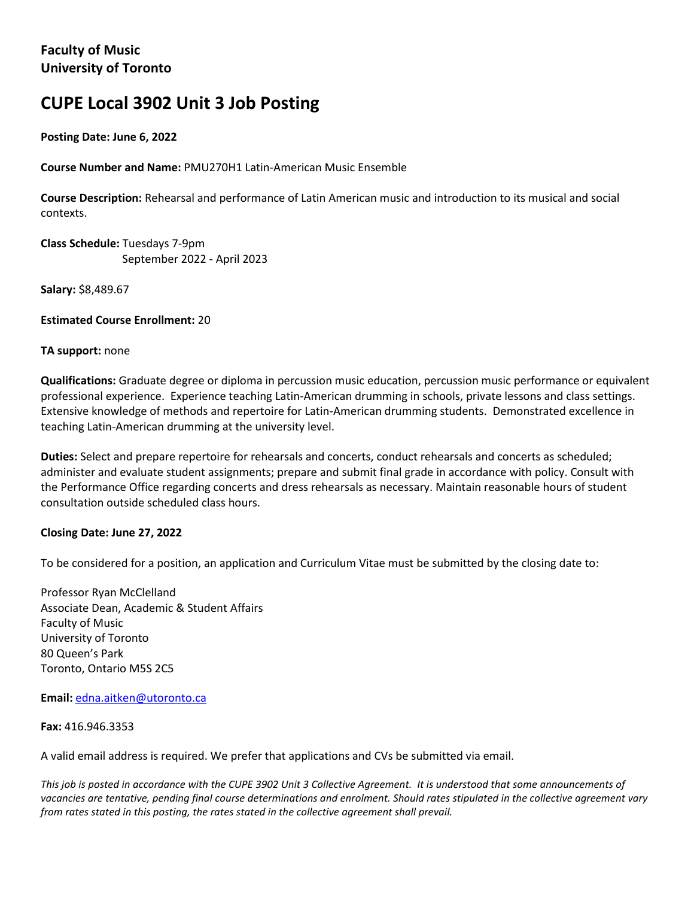**Faculty of Music**
**University of Toronto**

# CUPE Local 3902 Unit 3 Job Posting

**Posting Date: June 6, 2022**

**Course Number and Name:** PMU270H1 Latin-American Music Ensemble

**Course Description:** Rehearsal and performance of Latin American music and introduction to its musical and social contexts.

**Class Schedule:** Tuesdays 7-9pm
September 2022 - April 2023

**Salary:** $8,489.67

**Estimated Course Enrollment:** 20

**TA support:** none

**Qualifications:** Graduate degree or diploma in percussion music education, percussion music performance or equivalent professional experience. Experience teaching Latin-American drumming in schools, private lessons and class settings. Extensive knowledge of methods and repertoire for Latin-American drumming students. Demonstrated excellence in teaching Latin-American drumming at the university level.

**Duties:** Select and prepare repertoire for rehearsals and concerts, conduct rehearsals and concerts as scheduled; administer and evaluate student assignments; prepare and submit final grade in accordance with policy. Consult with the Performance Office regarding concerts and dress rehearsals as necessary. Maintain reasonable hours of student consultation outside scheduled class hours.

**Closing Date: June 27, 2022**

To be considered for a position, an application and Curriculum Vitae must be submitted by the closing date to:

Professor Ryan McClelland
Associate Dean, Academic & Student Affairs
Faculty of Music
University of Toronto
80 Queen's Park
Toronto, Ontario M5S 2C5

**Email:** edna.aitken@utoronto.ca

**Fax:** 416.946.3353

A valid email address is required. We prefer that applications and CVs be submitted via email.

*This job is posted in accordance with the CUPE 3902 Unit 3 Collective Agreement. It is understood that some announcements of vacancies are tentative, pending final course determinations and enrolment. Should rates stipulated in the collective agreement vary from rates stated in this posting, the rates stated in the collective agreement shall prevail.*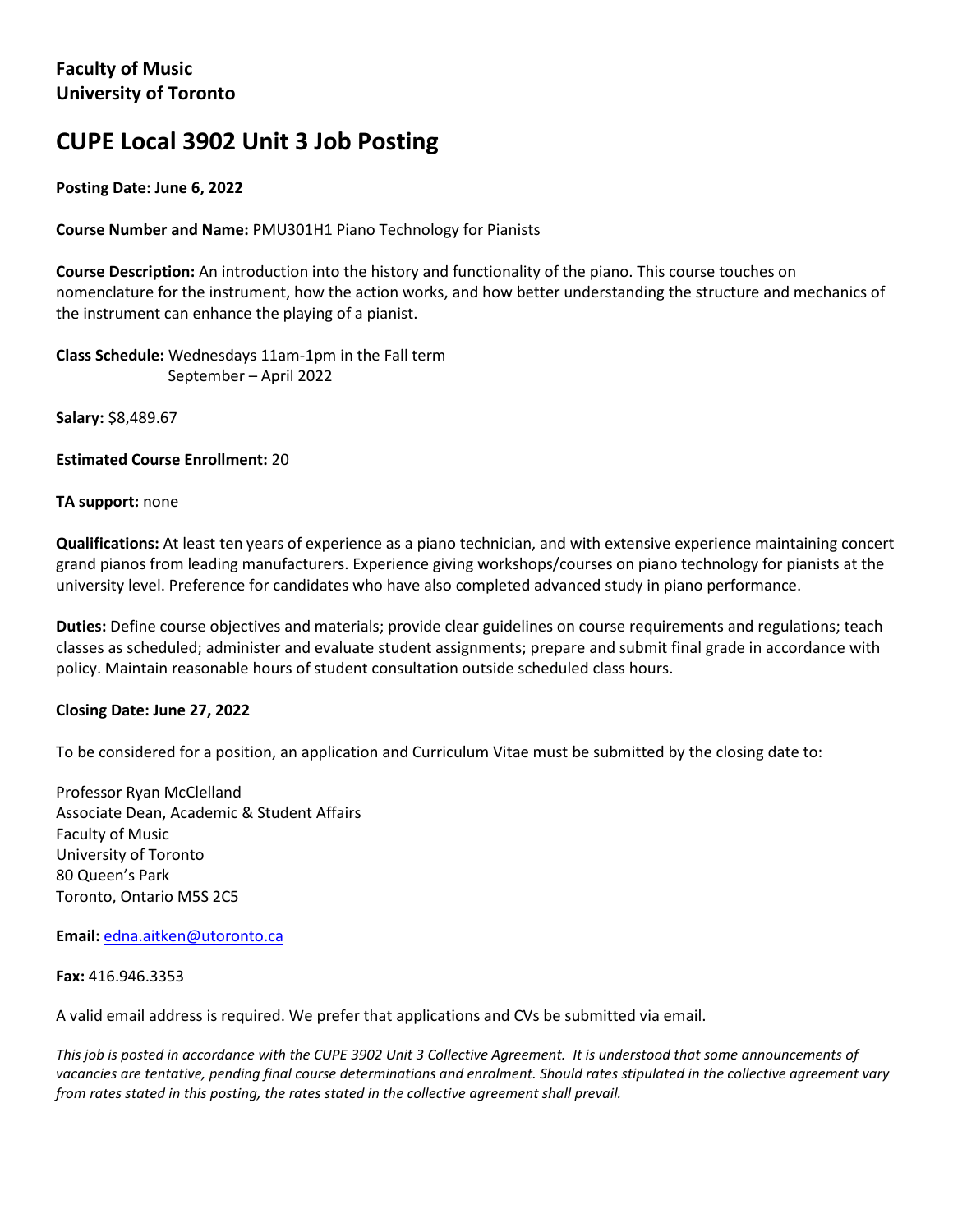**Faculty of Music**
**University of Toronto**

# CUPE Local 3902 Unit 3 Job Posting

**Posting Date: June 6, 2022**

**Course Number and Name:** PMU301H1 Piano Technology for Pianists

**Course Description:** An introduction into the history and functionality of the piano. This course touches on nomenclature for the instrument, how the action works, and how better understanding the structure and mechanics of the instrument can enhance the playing of a pianist.

**Class Schedule:** Wednesdays 11am-1pm in the Fall term
September – April 2022

**Salary:** $8,489.67

**Estimated Course Enrollment:** 20

**TA support:** none

**Qualifications:** At least ten years of experience as a piano technician, and with extensive experience maintaining concert grand pianos from leading manufacturers. Experience giving workshops/courses on piano technology for pianists at the university level. Preference for candidates who have also completed advanced study in piano performance.

**Duties:** Define course objectives and materials; provide clear guidelines on course requirements and regulations; teach classes as scheduled; administer and evaluate student assignments; prepare and submit final grade in accordance with policy. Maintain reasonable hours of student consultation outside scheduled class hours.

**Closing Date: June 27, 2022**

To be considered for a position, an application and Curriculum Vitae must be submitted by the closing date to:

Professor Ryan McClelland
Associate Dean, Academic & Student Affairs
Faculty of Music
University of Toronto
80 Queen's Park
Toronto, Ontario M5S 2C5

**Email:** edna.aitken@utoronto.ca

**Fax:** 416.946.3353

A valid email address is required. We prefer that applications and CVs be submitted via email.

*This job is posted in accordance with the CUPE 3902 Unit 3 Collective Agreement. It is understood that some announcements of vacancies are tentative, pending final course determinations and enrolment. Should rates stipulated in the collective agreement vary from rates stated in this posting, the rates stated in the collective agreement shall prevail.*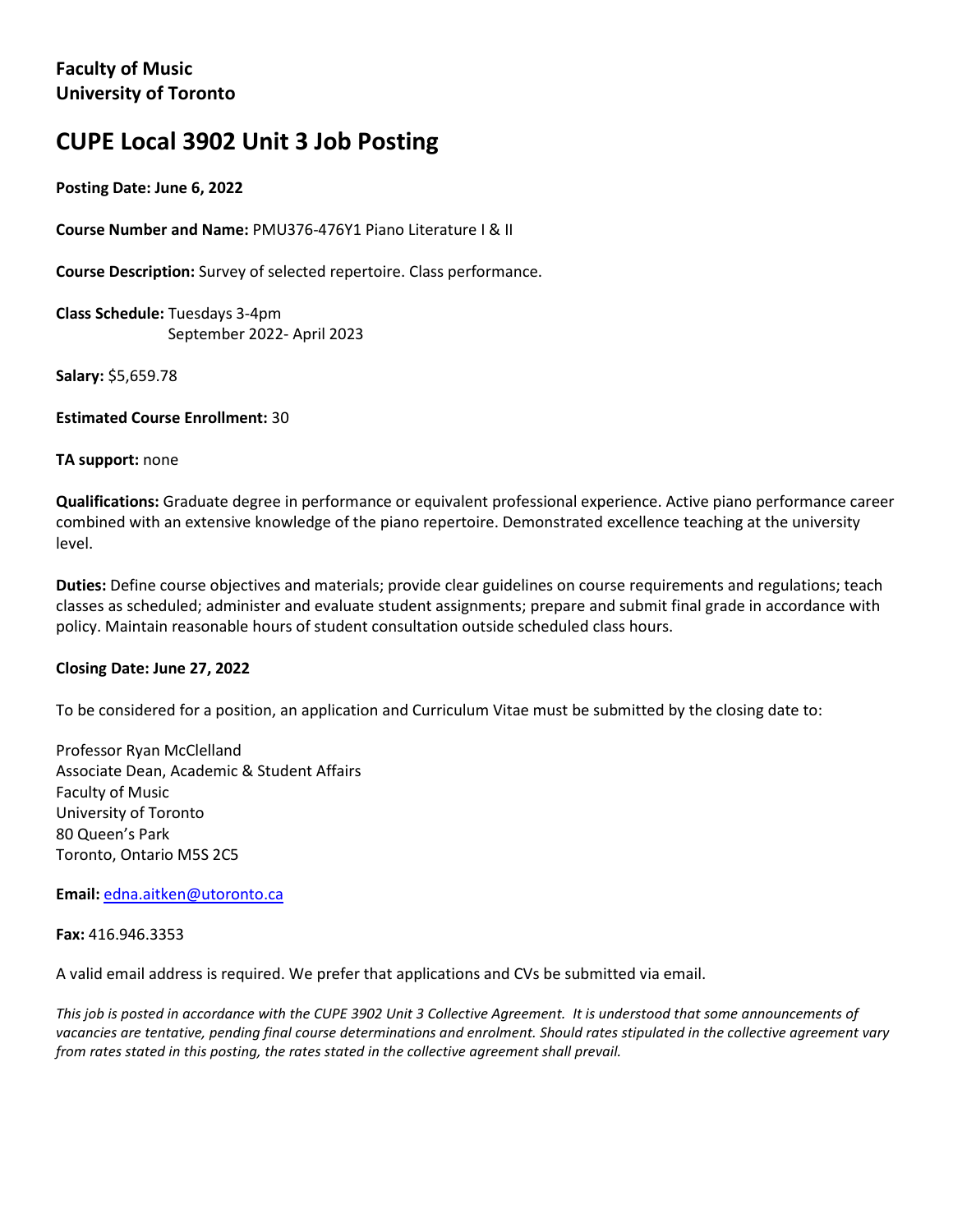**Faculty of Music**
**University of Toronto**

# CUPE Local 3902 Unit 3 Job Posting

**Posting Date: June 6, 2022**

**Course Number and Name:** PMU376-476Y1 Piano Literature I & II

**Course Description:** Survey of selected repertoire. Class performance.

**Class Schedule:** Tuesdays 3-4pm
September 2022- April 2023

**Salary:** $5,659.78

**Estimated Course Enrollment:** 30

**TA support:** none

**Qualifications:** Graduate degree in performance or equivalent professional experience. Active piano performance career combined with an extensive knowledge of the piano repertoire. Demonstrated excellence teaching at the university level.

**Duties:** Define course objectives and materials; provide clear guidelines on course requirements and regulations; teach classes as scheduled; administer and evaluate student assignments; prepare and submit final grade in accordance with policy. Maintain reasonable hours of student consultation outside scheduled class hours.

**Closing Date: June 27, 2022**

To be considered for a position, an application and Curriculum Vitae must be submitted by the closing date to:

Professor Ryan McClelland
Associate Dean, Academic & Student Affairs
Faculty of Music
University of Toronto
80 Queen's Park
Toronto, Ontario M5S 2C5

**Email:** edna.aitken@utoronto.ca

**Fax:** 416.946.3353

A valid email address is required. We prefer that applications and CVs be submitted via email.

*This job is posted in accordance with the CUPE 3902 Unit 3 Collective Agreement. It is understood that some announcements of vacancies are tentative, pending final course determinations and enrolment. Should rates stipulated in the collective agreement vary from rates stated in this posting, the rates stated in the collective agreement shall prevail.*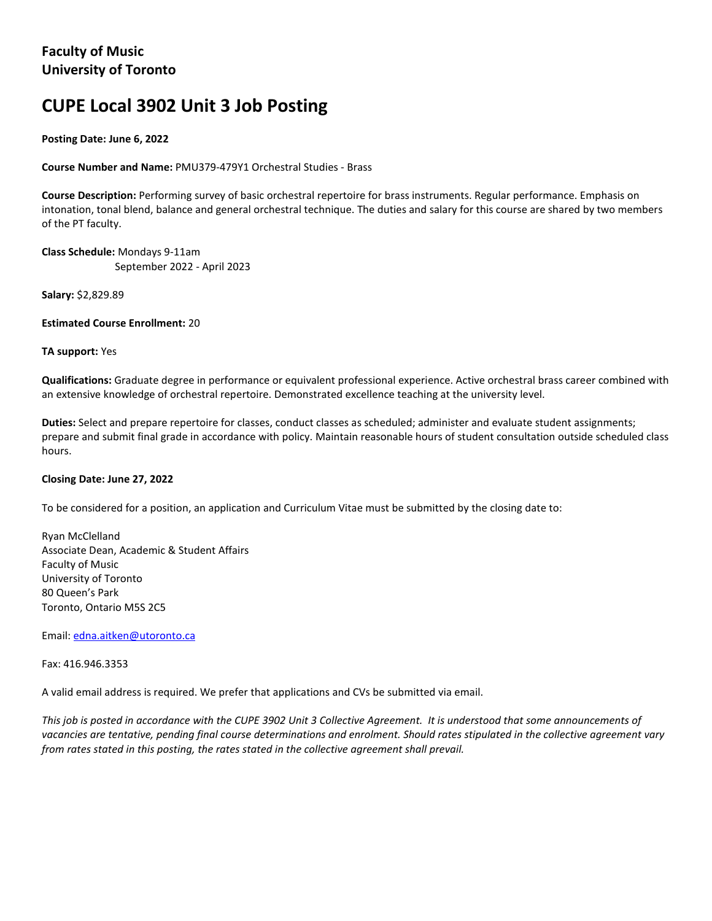**Faculty of Music**
**University of Toronto**

# CUPE Local 3902 Unit 3 Job Posting

**Posting Date: June 6, 2022**

**Course Number and Name:** PMU379-479Y1 Orchestral Studies - Brass

**Course Description:** Performing survey of basic orchestral repertoire for brass instruments. Regular performance. Emphasis on intonation, tonal blend, balance and general orchestral technique. The duties and salary for this course are shared by two members of the PT faculty.

**Class Schedule:** Mondays 9-11am
September 2022 - April 2023

**Salary:** $2,829.89

**Estimated Course Enrollment:** 20

**TA support:** Yes

**Qualifications:** Graduate degree in performance or equivalent professional experience. Active orchestral brass career combined with an extensive knowledge of orchestral repertoire. Demonstrated excellence teaching at the university level.

**Duties:** Select and prepare repertoire for classes, conduct classes as scheduled; administer and evaluate student assignments; prepare and submit final grade in accordance with policy. Maintain reasonable hours of student consultation outside scheduled class hours.

**Closing Date: June 27, 2022**

To be considered for a position, an application and Curriculum Vitae must be submitted by the closing date to:

Ryan McClelland
Associate Dean, Academic & Student Affairs
Faculty of Music
University of Toronto
80 Queen's Park
Toronto, Ontario M5S 2C5

Email: edna.aitken@utoronto.ca

Fax: 416.946.3353

A valid email address is required. We prefer that applications and CVs be submitted via email.

*This job is posted in accordance with the CUPE 3902 Unit 3 Collective Agreement. It is understood that some announcements of vacancies are tentative, pending final course determinations and enrolment. Should rates stipulated in the collective agreement vary from rates stated in this posting, the rates stated in the collective agreement shall prevail.*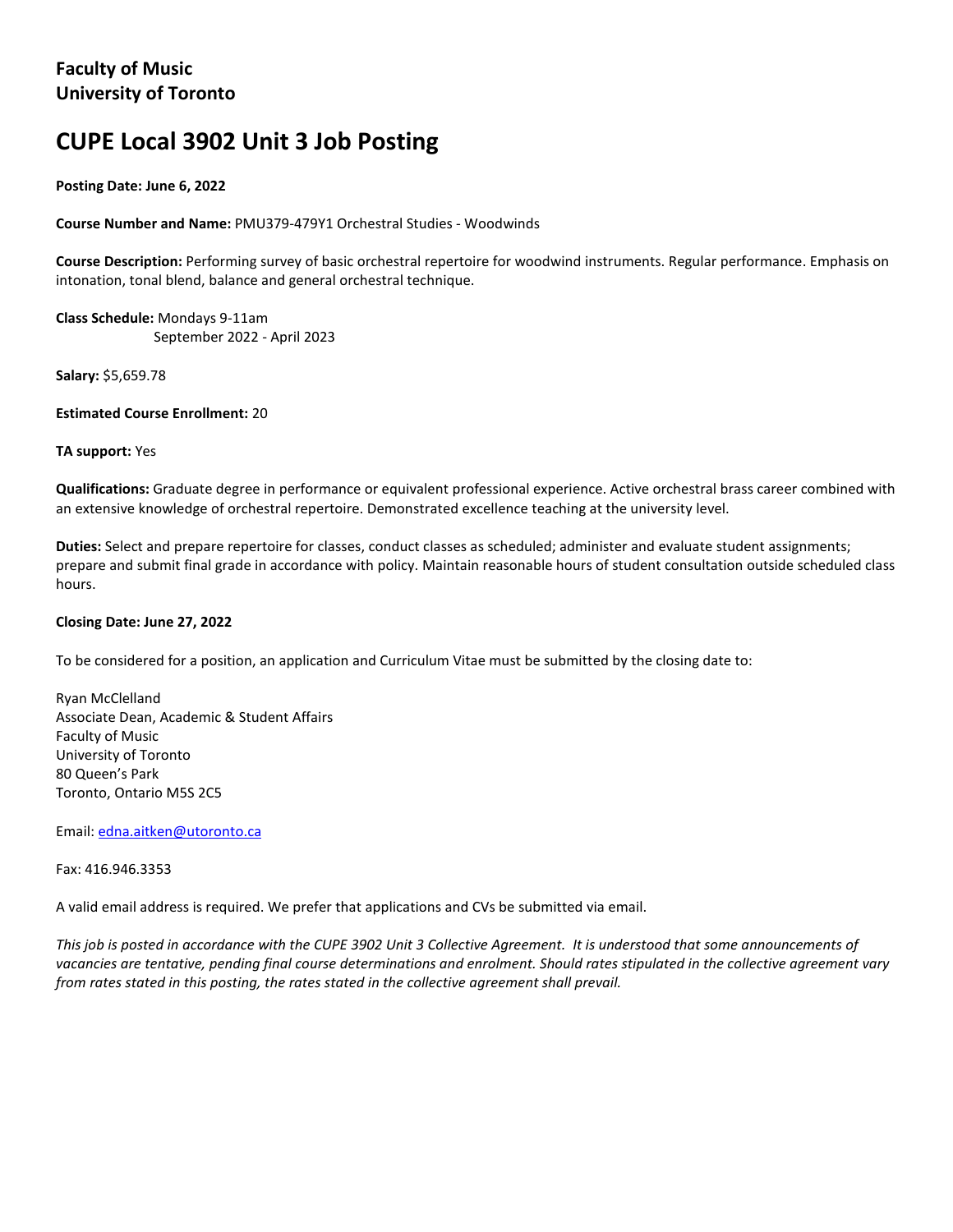**Faculty of Music**
**University of Toronto**

# CUPE Local 3902 Unit 3 Job Posting

**Posting Date: June 6, 2022**

**Course Number and Name:** PMU379-479Y1 Orchestral Studies - Woodwinds

**Course Description:** Performing survey of basic orchestral repertoire for woodwind instruments. Regular performance. Emphasis on intonation, tonal blend, balance and general orchestral technique.

**Class Schedule:** Mondays 9-11am
September 2022 - April 2023

**Salary:** $5,659.78

**Estimated Course Enrollment:** 20

**TA support:** Yes

**Qualifications:** Graduate degree in performance or equivalent professional experience. Active orchestral brass career combined with an extensive knowledge of orchestral repertoire. Demonstrated excellence teaching at the university level.

**Duties:** Select and prepare repertoire for classes, conduct classes as scheduled; administer and evaluate student assignments; prepare and submit final grade in accordance with policy. Maintain reasonable hours of student consultation outside scheduled class hours.

**Closing Date: June 27, 2022**

To be considered for a position, an application and Curriculum Vitae must be submitted by the closing date to:

Ryan McClelland
Associate Dean, Academic & Student Affairs
Faculty of Music
University of Toronto
80 Queen's Park
Toronto, Ontario M5S 2C5

Email: edna.aitken@utoronto.ca

Fax: 416.946.3353

A valid email address is required. We prefer that applications and CVs be submitted via email.

*This job is posted in accordance with the CUPE 3902 Unit 3 Collective Agreement. It is understood that some announcements of vacancies are tentative, pending final course determinations and enrolment. Should rates stipulated in the collective agreement vary from rates stated in this posting, the rates stated in the collective agreement shall prevail.*